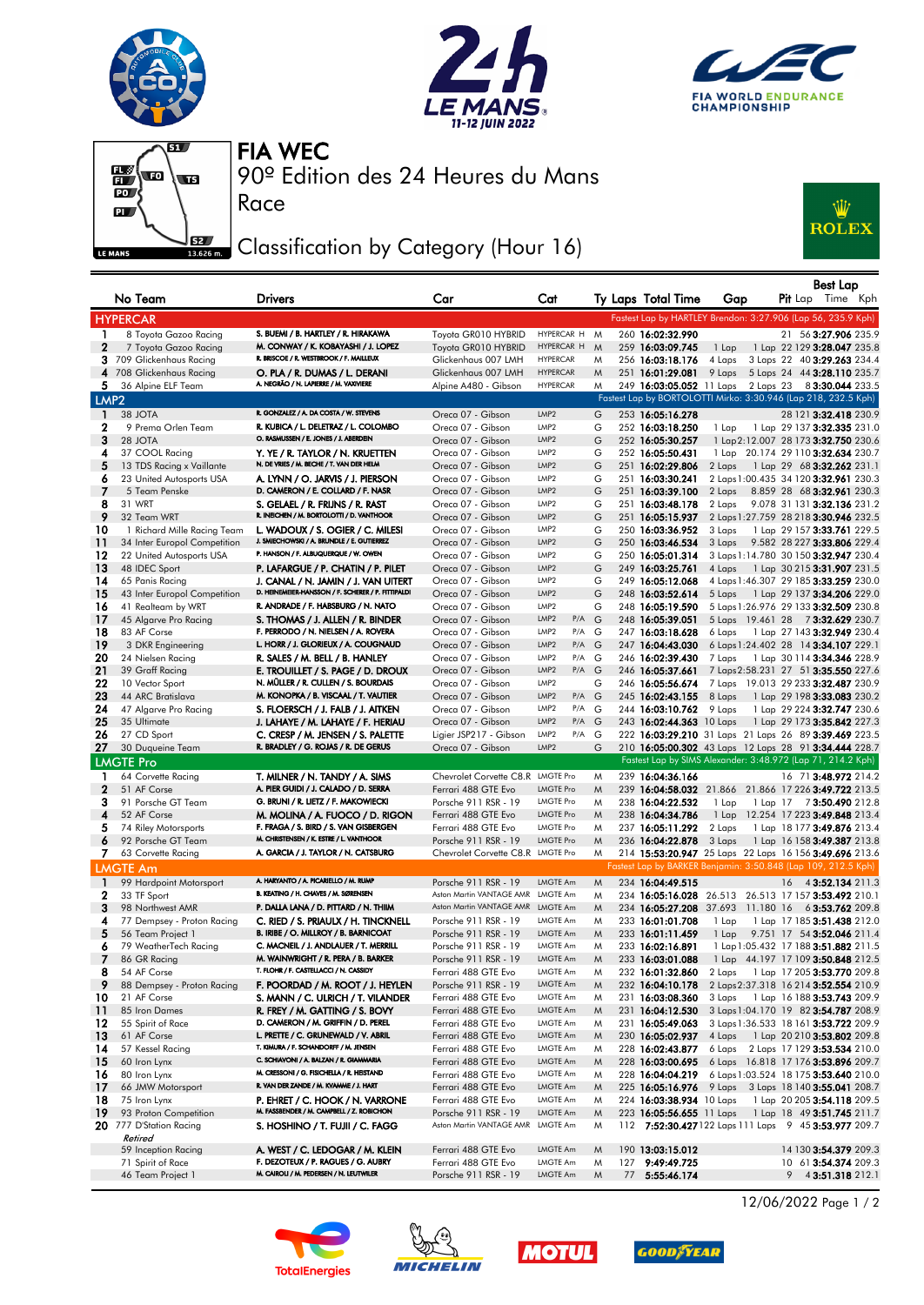# FIA WEC

90º Edition des 24 Heures du Mans

Race

## Classification by Category (Hour 16)

| No | Team | Drivers | Car | Cat | Ty | Laps | Total Time | Gap | | Pit | Best Lap Lap | Best Lap Time | Best Lap Kph |
|---|---|---|---|---|---|---|---|---|---|---|---|---|---|
| **HYPERCAR** | | | | | | | | Fastest Lap by HARTLEY Brendon: 3:27.906 (Lap 56, 235.9 Kph) | | | | | |
| 1 | 8 Toyota Gazoo Racing | S. BUEMI / B. HARTLEY / R. HIRAKAWA | Toyota GR010 HYBRID | HYPERCAR H | M | 260 | 16:02:32.990 | | | 21 | 56 | 3:27.906 | 235.9 |
| 2 | 7 Toyota Gazoo Racing | M. CONWAY / K. KOBAYASHI / J. LOPEZ | Toyota GR010 HYBRID | HYPERCAR H | M | 259 | 16:03:09.745 | 1 Lap | 1 Lap | 22 | 129 | 3:28.047 | 235.8 |
| 3 | 709 Glickenhaus Racing | R. BRISCOE / R. WESTBROOK / F. MAILLEUX | Glickenhaus 007 LMH | HYPERCAR | M | 256 | 16:03:18.176 | 4 Laps | 3 Laps | 22 | 40 | 3:29.263 | 234.4 |
| 4 | 708 Glickenhaus Racing | O. PLA / R. DUMAS / L. DERANI | Glickenhaus 007 LMH | HYPERCAR | M | 251 | 16:01:29.081 | 9 Laps | 5 Laps | 24 | 44 | 3:28.110 | 235.7 |
| 5 | 36 Alpine ELF Team | A. NEGRÃO / N. LAPIERRE / M. VAXIVIERE | Alpine A480 - Gibson | HYPERCAR | M | 249 | 16:03:05.052 | 11 Laps | 2 Laps | 23 | 8 | 3:30.044 | 233.5 |
| **LMP2** | | | | | | | | Fastest Lap by BORTOLOTTI Mirko: 3:30.946 (Lap 218, 232.5 Kph) | | | | | |
| 1 | 38 JOTA | R. GONZALEZ / A. DA COSTA / W. STEVENS | Oreca 07 - Gibson | LMP2 | G | 253 | 16:05:16.278 | | | 28 | 121 | 3:32.418 | 230.9 |
| 2 | 9 Prema Orlen Team | R. KUBICA / L. DELETRAZ / L. COLOMBO | Oreca 07 - Gibson | LMP2 | G | 252 | 16:03:18.250 | 1 Lap | 1 Lap | 29 | 137 | 3:32.335 | 231.0 |
| 3 | 28 JOTA | O. RASMUSSEN / E. JONES / J. ABERDEIN | Oreca 07 - Gibson | LMP2 | G | 252 | 16:05:30.257 | 1 Lap | 2:12.007 | 28 | 173 | 3:32.750 | 230.6 |
| 4 | 37 COOL Racing | Y. YE / R. TAYLOR / N. KRUETTEN | Oreca 07 - Gibson | LMP2 | G | 252 | 16:05:50.431 | 1 Lap | 20.174 | 29 | 110 | 3:32.634 | 230.7 |
| 5 | 13 TDS Racing x Vaillante | N. DE VRIES / M. BECHE / T. VAN DER HELM | Oreca 07 - Gibson | LMP2 | G | 251 | 16:02:29.806 | 2 Laps | 1 Lap | 29 | 68 | 3:32.262 | 231.1 |
| 6 | 23 United Autosports USA | A. LYNN / O. JARVIS / J. PIERSON | Oreca 07 - Gibson | LMP2 | G | 251 | 16:03:30.241 | 2 Laps | 1:00.435 | 34 | 120 | 3:32.961 | 230.3 |
| 7 | 5 Team Penske | D. CAMERON / E. COLLARD / F. NASR | Oreca 07 - Gibson | LMP2 | G | 251 | 16:03:39.100 | 2 Laps | 8.859 | 28 | 68 | 3:32.961 | 230.3 |
| 8 | 31 WRT | S. GELAEL / R. FRIJNS / R. RAST | Oreca 07 - Gibson | LMP2 | G | 251 | 16:03:48.178 | 2 Laps | 9.078 | 31 | 131 | 3:32.136 | 231.2 |
| 9 | 32 Team WRT | R. INEICHEN / M. BORTOLOTTI / D. VANTHOOR | Oreca 07 - Gibson | LMP2 | G | 251 | 16:05:15.937 | 2 Laps | 1:27.759 | 28 | 218 | 3:30.946 | 232.5 |
| 10 | 1 Richard Mille Racing Team | L. WADOUX / S. OGIER / C. MILESI | Oreca 07 - Gibson | LMP2 | G | 250 | 16:03:36.952 | 3 Laps | 1 Lap | 29 | 157 | 3:33.761 | 229.5 |
| 11 | 34 Inter Europol Competition | J. SMIECHOWSKI / A. BRUNDLE / E. GUTIERREZ | Oreca 07 - Gibson | LMP2 | G | 250 | 16:03:46.534 | 3 Laps | 9.582 | 28 | 227 | 3:33.806 | 229.4 |
| 12 | 22 United Autosports USA | P. HANSON / F. ALBUQUERQUE / W. OWEN | Oreca 07 - Gibson | LMP2 | G | 250 | 16:05:01.314 | 3 Laps | 1:14.780 | 30 | 150 | 3:32.947 | 230.4 |
| 13 | 48 IDEC Sport | P. LAFARGUE / P. CHATIN / P. PILET | Oreca 07 - Gibson | LMP2 | G | 249 | 16:03:25.761 | 4 Laps | 1 Lap | 30 | 215 | 3:31.907 | 231.5 |
| 14 | 65 Panis Racing | J. CANAL / N. JAMIN / J. VAN UITERT | Oreca 07 - Gibson | LMP2 | G | 249 | 16:05:12.068 | 4 Laps | 1:46.307 | 29 | 185 | 3:33.259 | 230.0 |
| 15 | 43 Inter Europol Competition | D. HEINEMEIER-HANSSON / F. SCHERER / P. FITTIPALDI | Oreca 07 - Gibson | LMP2 | G | 248 | 16:03:52.614 | 5 Laps | 1 Lap | 29 | 137 | 3:34.206 | 229.0 |
| 16 | 41 Realteam by WRT | R. ANDRADE / F. HABSBURG / N. NATO | Oreca 07 - Gibson | LMP2 | G | 248 | 16:05:19.590 | 5 Laps | 1:26.976 | 29 | 133 | 3:32.509 | 230.8 |
| 17 | 45 Algarve Pro Racing | S. THOMAS / J. ALLEN / R. BINDER | Oreca 07 - Gibson | LMP2 P/A | G | 248 | 16:05:39.051 | 5 Laps | 19.461 | 28 | 7 | 3:32.629 | 230.7 |
| 18 | 83 AF Corse | F. PERRODO / N. NIELSEN / A. ROVERA | Oreca 07 - Gibson | LMP2 P/A | G | 247 | 16:03:18.628 | 6 Laps | 1 Lap | 27 | 143 | 3:32.949 | 230.4 |
| 19 | 3 DKR Engineering | L. HORR / J. GLORIEUX / A. COUGNAUD | Oreca 07 - Gibson | LMP2 P/A | G | 247 | 16:04:43.030 | 6 Laps | 1:24.402 | 28 | 14 | 3:34.107 | 229.1 |
| 20 | 24 Nielsen Racing | R. SALES / M. BELL / B. HANLEY | Oreca 07 - Gibson | LMP2 P/A | G | 246 | 16:02:39.430 | 7 Laps | 1 Lap | 30 | 114 | 3:34.346 | 228.9 |
| 21 | 39 Graff Racing | E. TROUILLET / S. PAGE / D. DROUX | Oreca 07 - Gibson | LMP2 P/A | G | 246 | 16:05:37.661 | 7 Laps | 2:58.231 | 27 | 51 | 3:35.550 | 227.6 |
| 22 | 10 Vector Sport | N. MÜLLER / R. CULLEN / S. BOURDAIS | Oreca 07 - Gibson | LMP2 | G | 246 | 16:05:56.674 | 7 Laps | 19.013 | 29 | 233 | 3:32.487 | 230.9 |
| 23 | 44 ARC Bratislava | M. KONOPKA / B. VISCAAL / T. VAUTIER | Oreca 07 - Gibson | LMP2 P/A | G | 245 | 16:02:43.155 | 8 Laps | 1 Lap | 29 | 198 | 3:33.083 | 230.2 |
| 24 | 47 Algarve Pro Racing | S. FLOERSCH / J. FALB / J. AITKEN | Oreca 07 - Gibson | LMP2 P/A | G | 244 | 16:03:10.762 | 9 Laps | 1 Lap | 29 | 224 | 3:32.747 | 230.6 |
| 25 | 35 Ultimate | J. LAHAYE / M. LAHAYE / F. HERIAU | Oreca 07 - Gibson | LMP2 P/A | G | 243 | 16:02:44.363 | 10 Laps | 1 Lap | 29 | 173 | 3:35.842 | 227.3 |
| 26 | 27 CD Sport | C. CRESP / M. JENSEN / S. PALETTE | Ligier JSP217 - Gibson | LMP2 P/A | G | 222 | 16:03:29.210 | 31 Laps | 21 Laps | 26 | 89 | 3:39.469 | 223.5 |
| 27 | 30 Duqueine Team | R. BRADLEY / G. ROJAS / R. DE GERUS | Oreca 07 - Gibson | LMP2 | G | 210 | 16:05:00.302 | 43 Laps | 12 Laps | 28 | 91 | 3:34.444 | 228.7 |
| **LMGTE Pro** | | | | | | | | Fastest Lap by SIMS Alexander: 3:48.972 (Lap 71, 214.2 Kph) | | | | | |
| 1 | 64 Corvette Racing | T. MILNER / N. TANDY / A. SIMS | Chevrolet Corvette C8.R | LMGTE Pro | M | 239 | 16:04:36.166 | | | 16 | 71 | 3:48.972 | 214.2 |
| 2 | 51 AF Corse | A. PIER GUIDI / J. CALADO / D. SERRA | Ferrari 488 GTE Evo | LMGTE Pro | M | 239 | 16:04:58.032 | 21.866 | 21.866 | 17 | 226 | 3:49.722 | 213.5 |
| 3 | 91 Porsche GT Team | G. BRUNI / R. LIETZ / F. MAKOWIECKI | Porsche 911 RSR - 19 | LMGTE Pro | M | 238 | 16:04:22.532 | 1 Lap | 1 Lap | 17 | 7 | 3:50.490 | 212.8 |
| 4 | 52 AF Corse | M. MOLINA / A. FUOCO / D. RIGON | Ferrari 488 GTE Evo | LMGTE Pro | M | 238 | 16:04:34.786 | 1 Lap | 12.254 | 17 | 223 | 3:49.840 | 213.4 |
| 5 | 74 Riley Motorsports | F. FRAGA / S. BIRD / S. VAN GISBERGEN | Ferrari 488 GTE Evo | LMGTE Pro | M | 237 | 16:05:11.292 | 2 Laps | 1 Lap | 18 | 177 | 3:49.876 | 213.4 |
| 6 | 92 Porsche GT Team | M. CHRISTENSEN / K. ESTRE / L. VANTHOOR | Porsche 911 RSR - 19 | LMGTE Pro | M | 236 | 16:04:22.878 | 3 Laps | 1 Lap | 16 | 158 | 3:49.387 | 213.8 |
| 7 | 63 Corvette Racing | A. GARCIA / J. TAYLOR / N. CATSBURG | Chevrolet Corvette C8.R | LMGTE Pro | M | 214 | 15:53:20.947 | 25 Laps | 22 Laps | 16 | 156 | 3:49.696 | 213.6 |
| **LMGTE Am** | | | | | | | | Fastest Lap by BARKER Benjamin: 3:50.848 (Lap 109, 212.5 Kph) | | | | | |
| 1 | 99 Hardpoint Motorsport | A. HARYANTO / A. PICARIELLO / M. RUMP | Porsche 911 RSR - 19 | LMGTE Am | M | 234 | 16:04:49.515 | | | 16 | 4 | 3:52.134 | 211.3 |
| 2 | 33 TF Sport | B. KEATING / H. CHAVES / M. SØRENSEN | Aston Martin VANTAGE AMR | LMGTE Am | M | 234 | 16:05:16.028 | 26.513 | 26.513 | 17 | 157 | 3:53.492 | 210.1 |
| 3 | 98 Northwest AMR | P. DALLA LANA / D. PITTARD / N. THIIM | Aston Martin VANTAGE AMR | LMGTE Am | M | 234 | 16:05:27.208 | 37.693 | 11.180 | 16 | 6 | 3:53.762 | 209.8 |
| 4 | 77 Dempsey - Proton Racing | C. RIED / S. PRIAULX / B. TINCKNELL | Porsche 911 RSR - 19 | LMGTE Am | M | 233 | 16:01:01.708 | 1 Lap | 1 Lap | 17 | 185 | 3:51.438 | 212.0 |
| 5 | 56 Team Project 1 | B. IRIBE / O. MILLROY / B. BARNICOAT | Porsche 911 RSR - 19 | LMGTE Am | M | 233 | 16:01:11.459 | 1 Lap | 9.751 | 17 | 54 | 3:52.046 | 211.4 |
| 6 | 79 WeatherTech Racing | C. MACNEIL / J. ANDLAUER / T. MERRILL | Porsche 911 RSR - 19 | LMGTE Am | M | 233 | 16:02:16.891 | 1 Lap | 1:05.432 | 17 | 188 | 3:51.882 | 211.5 |
| 7 | 86 GR Racing | M. WAINWRIGHT / R. PERA / B. BARKER | Porsche 911 RSR - 19 | LMGTE Am | M | 233 | 16:03:01.088 | 1 Lap | 44.197 | 17 | 109 | 3:50.848 | 212.5 |
| 8 | 54 AF Corse | T. FLOHR / F. CASTELLACCI / N. CASSIDY | Ferrari 488 GTE Evo | LMGTE Am | M | 232 | 16:01:32.860 | 2 Laps | 1 Lap | 17 | 205 | 3:53.770 | 209.8 |
| 9 | 88 Dempsey - Proton Racing | F. POORDAD / M. ROOT / J. HEYLEN | Porsche 911 RSR - 19 | LMGTE Am | M | 232 | 16:04:10.178 | 2 Laps | 2:37.318 | 16 | 212 | 3:52.554 | 210.9 |
| 10 | 21 AF Corse | S. MANN / C. ULRICH / T. VILANDER | Ferrari 488 GTE Evo | LMGTE Am | M | 231 | 16:03:08.360 | 3 Laps | 1 Lap | 16 | 188 | 3:53.743 | 209.9 |
| 11 | 85 Iron Dames | R. FREY / M. GATTING / S. BOVY | Ferrari 488 GTE Evo | LMGTE Am | M | 231 | 16:04:12.530 | 3 Laps | 1:04.170 | 19 | 82 | 3:54.787 | 208.9 |
| 12 | 55 Spirit of Race | D. CAMERON / M. GRIFFIN / D. PEREL | Ferrari 488 GTE Evo | LMGTE Am | M | 231 | 16:05:49.063 | 3 Laps | 1:36.533 | 18 | 161 | 3:53.722 | 209.9 |
| 13 | 61 AF Corse | L. PRETTE / C. GRUNEWALD / V. ABRIL | Ferrari 488 GTE Evo | LMGTE Am | M | 230 | 16:05:02.937 | 4 Laps | 1 Lap | 20 | 210 | 3:53.802 | 209.8 |
| 14 | 57 Kessel Racing | T. KIMURA / F. SCHANDORFF / M. JENSEN | Ferrari 488 GTE Evo | LMGTE Am | M | 228 | 16:02:43.877 | 6 Laps | 2 Laps | 17 | 129 | 3:53.356 | 210.0 |
| 15 | 60 Iron Lynx | C. SCHIAVONI / A. BALZAN / R. GIAMMARIA | Ferrari 488 GTE Evo | LMGTE Am | M | 228 | 16:03:00.695 | 6 Laps | 16.818 | 17 | 176 | 3:53.896 | 209.7 |
| 16 | 80 Iron Lynx | M. CRESSONI / G. FISICHELLA / R. HEISTAND | Ferrari 488 GTE Evo | LMGTE Am | M | 228 | 16:04:04.219 | 6 Laps | 1:03.524 | 18 | 175 | 3:53.640 | 210.0 |
| 17 | 66 JMW Motorsport | R. VAN DER ZANDE / M. KVAMME / J. HART | Ferrari 488 GTE Evo | LMGTE Am | M | 225 | 16:05:16.976 | 9 Laps | 3 Laps | 18 | 140 | 3:55.041 | 208.7 |
| 18 | 75 Iron Lynx | P. EHRET / C. HOOK / N. VARRONE | Ferrari 488 GTE Evo | LMGTE Am | M | 224 | 16:03:38.934 | 10 Laps | 1 Lap | 20 | 205 | 3:54.118 | 209.5 |
| 19 | 93 Proton Competition | M. FASSBENDER / M. CAMPBELL / Z. ROBICHON | Porsche 911 RSR - 19 | LMGTE Am | M | 223 | 16:05:56.655 | 11 Laps | 1 Lap | 18 | 49 | 3:51.745 | 211.7 |
| 20 | 777 D'Station Racing | S. HOSHINO / T. FUJII / C. FAGG | Aston Martin VANTAGE AMR | LMGTE Am | M | 112 | 7:52:30.427 | 122 Laps | 111 Laps | 9 | 45 | 3:53.977 | 209.7 |
| *Retired* | | | | | | | | | | | | | |
| | 59 Inception Racing | A. WEST / C. LEDOGAR / M. KLEIN | Ferrari 488 GTE Evo | LMGTE Am | M | 190 | 13:03:15.012 | | | 14 | 130 | 3:54.379 | 209.3 |
| | 71 Spirit of Race | F. DEZOTEUX / P. RAGUES / G. AUBRY | Ferrari 488 GTE Evo | LMGTE Am | M | 127 | 9:49:49.725 | | | 10 | 61 | 3:54.374 | 209.3 |
| | 46 Team Project 1 | M. CAIROLI / M. PEDERSEN / N. LEUTWILER | Porsche 911 RSR - 19 | LMGTE Am | M | 77 | 5:55:46.174 | | | 9 | 4 | 3:51.318 | 212.1 |

12/06/2022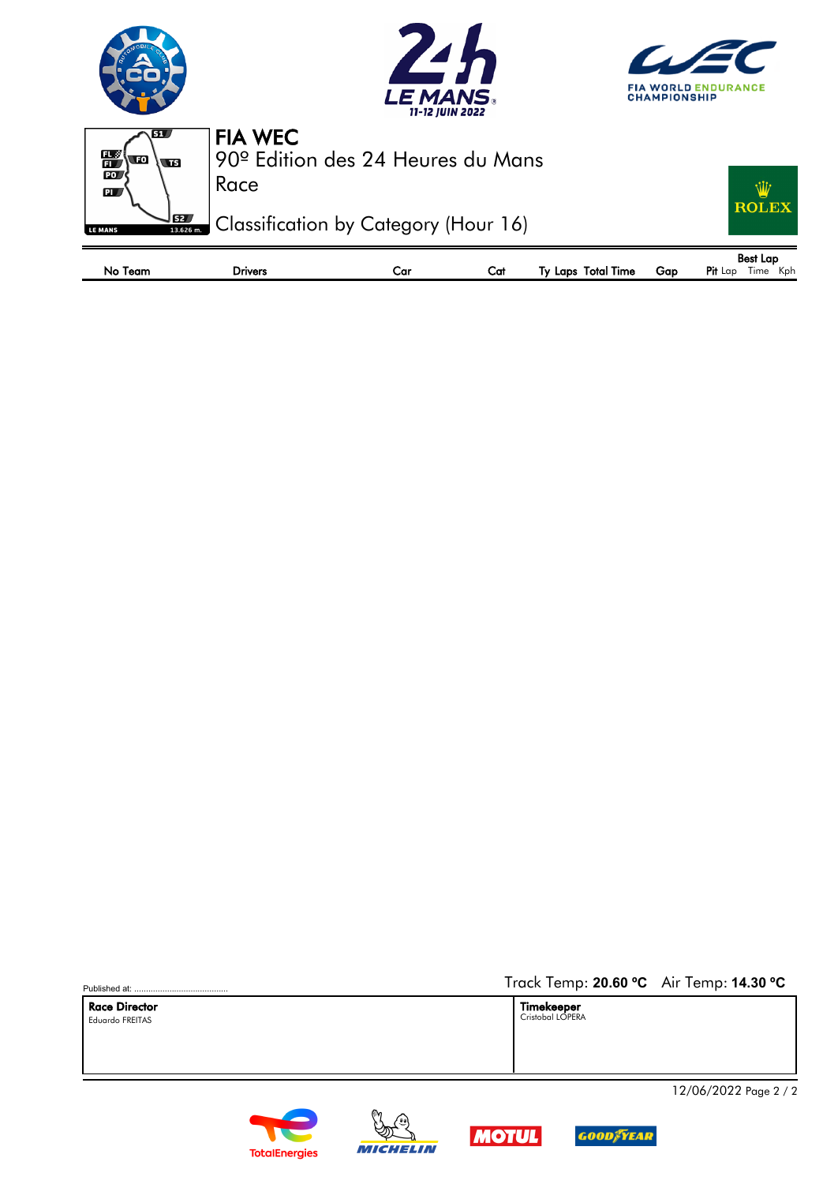# FIA WEC

90º Edition des 24 Heures du Mans

Race

## Classification by Category (Hour 16)

| No | Team | Drivers | Car | Cat | Ty | Laps | Total Time | Gap | Pit | Best Lap Lap | Best Lap Time | Best Lap Kph |
|---|---|---|---|---|---|---|---|---|---|---|---|---|

Published at: ........................................

Track Temp: **20.60 ºC** Air Temp: **14.30 ºC**

| **Race Director** | **Timekeeper** |
|---|---|
| Eduardo FREITAS | Cristobal LOPERA |

12/06/2022